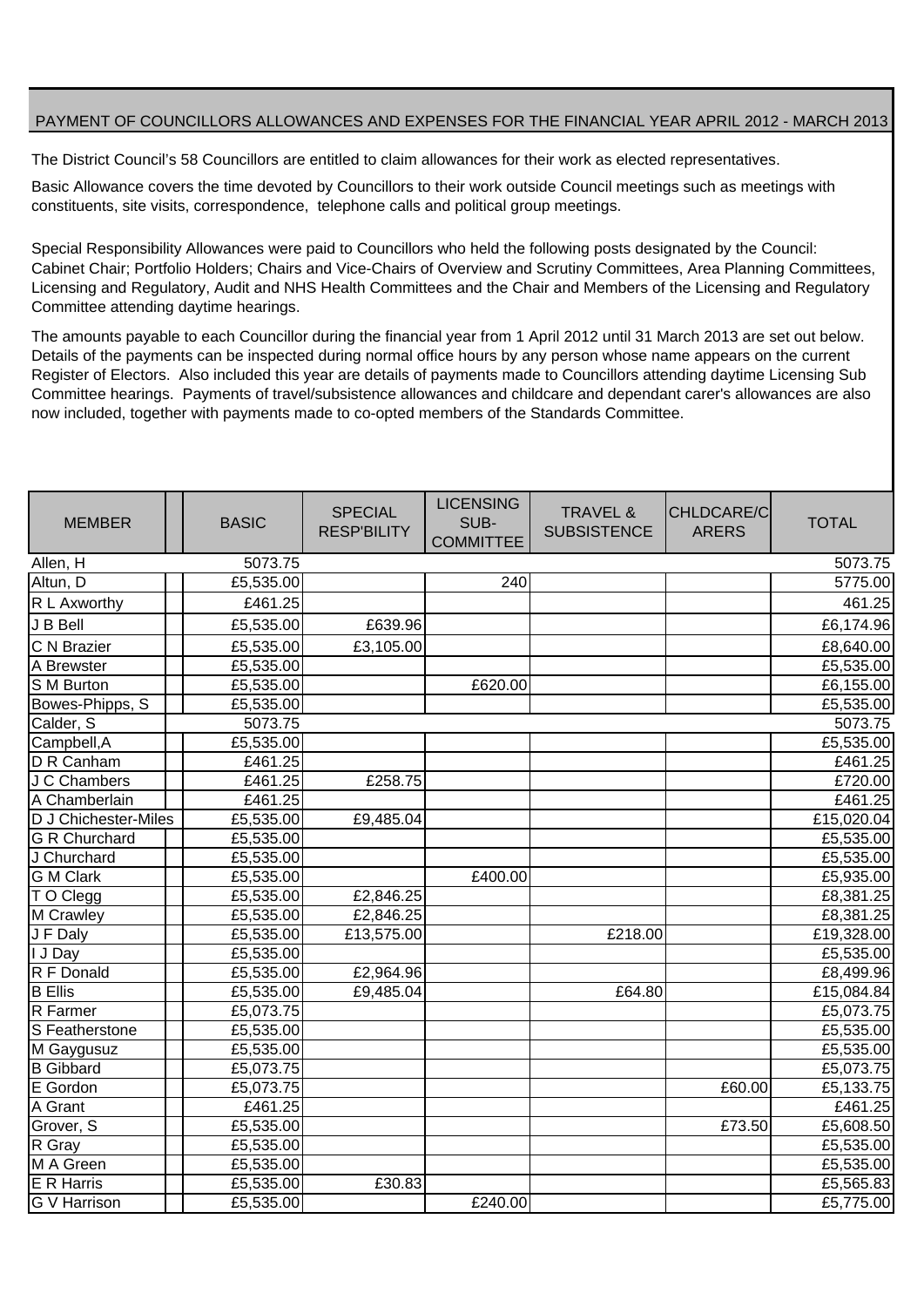## PAYMENT OF COUNCILLORS ALLOWANCES AND EXPENSES FOR THE FINANCIAL YEAR APRIL 2012 - MARCH 2013

The District Council's 58 Councillors are entitled to claim allowances for their work as elected representatives.

Basic Allowance covers the time devoted by Councillors to their work outside Council meetings such as meetings with constituents, site visits, correspondence, telephone calls and political group meetings.

Special Responsibility Allowances were paid to Councillors who held the following posts designated by the Council: Cabinet Chair; Portfolio Holders; Chairs and Vice-Chairs of Overview and Scrutiny Committees, Area Planning Committees, Licensing and Regulatory, Audit and NHS Health Committees and the Chair and Members of the Licensing and Regulatory Committee attending daytime hearings.

The amounts payable to each Councillor during the financial year from 1 April 2012 until 31 March 2013 are set out below. Details of the payments can be inspected during normal office hours by any person whose name appears on the current Register of Electors. Also included this year are details of payments made to Councillors attending daytime Licensing Sub Committee hearings. Payments of travel/subsistence allowances and childcare and dependant carer's allowances are also now included, together with payments made to co-opted members of the Standards Committee.

| MEMBER | BASIC | SPECIAL RESP'BILITY | LICENSING SUB-COMMITTEE | TRAVEL & SUBSISTENCE | CHLDCARE/CARERS | TOTAL |
|---|---|---|---|---|---|---|
| Allen, H | 5073.75 | | | | | 5073.75 |
| Altun, D | £5,535.00 | | 240 | | | 5775.00 |
| R L Axworthy | £461.25 | | | | | 461.25 |
| J B Bell | £5,535.00 | £639.96 | | | | £6,174.96 |
| C N Brazier | £5,535.00 | £3,105.00 | | | | £8,640.00 |
| A Brewster | £5,535.00 | | | | | £5,535.00 |
| S M Burton | £5,535.00 | | £620.00 | | | £6,155.00 |
| Bowes-Phipps, S | £5,535.00 | | | | | £5,535.00 |
| Calder, S | 5073.75 | | | | | 5073.75 |
| Campbell,A | £5,535.00 | | | | | £5,535.00 |
| D R Canham | £461.25 | | | | | £461.25 |
| J C Chambers | £461.25 | £258.75 | | | | £720.00 |
| A Chamberlain | £461.25 | | | | | £461.25 |
| D J Chichester-Miles | £5,535.00 | £9,485.04 | | | | £15,020.04 |
| G R Churchard | £5,535.00 | | | | | £5,535.00 |
| J Churchard | £5,535.00 | | | | | £5,535.00 |
| G M Clark | £5,535.00 | | £400.00 | | | £5,935.00 |
| T O Clegg | £5,535.00 | £2,846.25 | | | | £8,381.25 |
| M Crawley | £5,535.00 | £2,846.25 | | | | £8,381.25 |
| J F Daly | £5,535.00 | £13,575.00 | | £218.00 | | £19,328.00 |
| I J Day | £5,535.00 | | | | | £5,535.00 |
| R F Donald | £5,535.00 | £2,964.96 | | | | £8,499.96 |
| B Ellis | £5,535.00 | £9,485.04 | | £64.80 | | £15,084.84 |
| R Farmer | £5,073.75 | | | | | £5,073.75 |
| S Featherstone | £5,535.00 | | | | | £5,535.00 |
| M Gaygusuz | £5,535.00 | | | | | £5,535.00 |
| B Gibbard | £5,073.75 | | | | | £5,073.75 |
| E Gordon | £5,073.75 | | | | £60.00 | £5,133.75 |
| A Grant | £461.25 | | | | | £461.25 |
| Grover, S | £5,535.00 | | | | £73.50 | £5,608.50 |
| R Gray | £5,535.00 | | | | | £5,535.00 |
| M A Green | £5,535.00 | | | | | £5,535.00 |
| E R Harris | £5,535.00 | £30.83 | | | | £5,565.83 |
| G V Harrison | £5,535.00 | | £240.00 | | | £5,775.00 |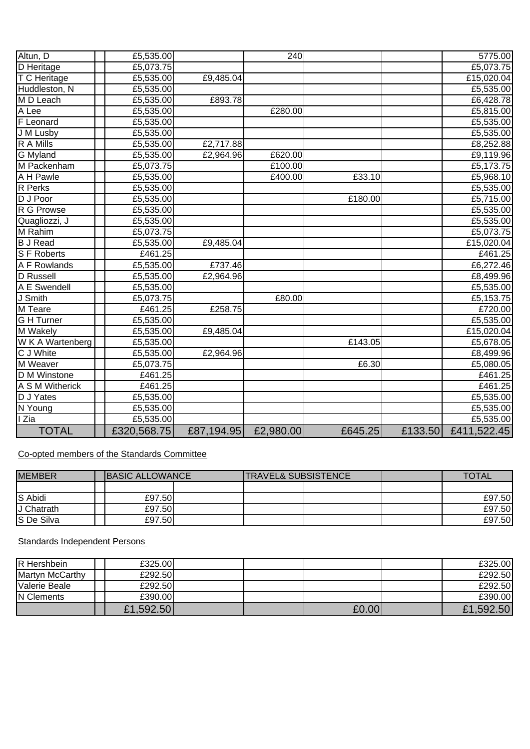| | | | | | | | |
|---|---|---|---|---|---|---|---|
| Altun, D | | £5,535.00 | | 240 | | | 5775.00 |
| D Heritage | | £5,073.75 | | | | | £5,073.75 |
| T C Heritage | | £5,535.00 | £9,485.04 | | | | £15,020.04 |
| Huddleston, N | | £5,535.00 | | | | | £5,535.00 |
| M D Leach | | £5,535.00 | £893.78 | | | | £6,428.78 |
| A Lee | | £5,535.00 | | £280.00 | | | £5,815.00 |
| F Leonard | | £5,535.00 | | | | | £5,535.00 |
| J M Lusby | | £5,535.00 | | | | | £5,535.00 |
| R A Mills | | £5,535.00 | £2,717.88 | | | | £8,252.88 |
| G Myland | | £5,535.00 | £2,964.96 | £620.00 | | | £9,119.96 |
| M Packenham | | £5,073.75 | | £100.00 | | | £5,173.75 |
| A H Pawle | | £5,535.00 | | £400.00 | £33.10 | | £5,968.10 |
| R Perks | | £5,535.00 | | | | | £5,535.00 |
| D J Poor | | £5,535.00 | | | £180.00 | | £5,715.00 |
| R G Prowse | | £5,535.00 | | | | | £5,535.00 |
| Quagliozzi, J | | £5,535.00 | | | | | £5,535.00 |
| M Rahim | | £5,073.75 | | | | | £5,073.75 |
| B J Read | | £5,535.00 | £9,485.04 | | | | £15,020.04 |
| S F Roberts | | £461.25 | | | | | £461.25 |
| A F Rowlands | | £5,535.00 | £737.46 | | | | £6,272.46 |
| D Russell | | £5,535.00 | £2,964.96 | | | | £8,499.96 |
| A E Swendell | | £5,535.00 | | | | | £5,535.00 |
| J Smith | | £5,073.75 | | £80.00 | | | £5,153.75 |
| M Teare | | £461.25 | £258.75 | | | | £720.00 |
| G H Turner | | £5,535.00 | | | | | £5,535.00 |
| M Wakely | | £5,535.00 | £9,485.04 | | | | £15,020.04 |
| W K A Wartenberg | | £5,535.00 | | | £143.05 | | £5,678.05 |
| C J White | | £5,535.00 | £2,964.96 | | | | £8,499.96 |
| M Weaver | | £5,073.75 | | | £6.30 | | £5,080.05 |
| D M Winstone | | £461.25 | | | | | £461.25 |
| A S M Witherick | | £461.25 | | | | | £461.25 |
| D J Yates | | £5,535.00 | | | | | £5,535.00 |
| N Young | | £5,535.00 | | | | | £5,535.00 |
| I Zia | | £5,535.00 | | | | | £5,535.00 |
| TOTAL | | £320,568.75 | £87,194.95 | £2,980.00 | £645.25 | £133.50 | £411,522.45 |

Co-opted members of the Standards Committee

| MEMBER | | BASIC ALLOWANCE | | TRAVEL& SUBSISTENCE | | | TOTAL |
|---|---|---|---|---|---|---|---|
| | | | | | | | |
| S Abidi | | £97.50 | | | | | £97.50 |
| J Chatrath | | £97.50 | | | | | £97.50 |
| S De Silva | | £97.50 | | | | | £97.50 |

Standards Independent Persons

| | | | | | | | |
|---|---|---|---|---|---|---|---|
| R Hershbein | | £325.00 | | | | | £325.00 |
| Martyn McCarthy | | £292.50 | | | | | £292.50 |
| Valerie Beale | | £292.50 | | | | | £292.50 |
| N Clements | | £390.00 | | | | | £390.00 |
| | | £1,592.50 | | | £0.00 | | £1,592.50 |